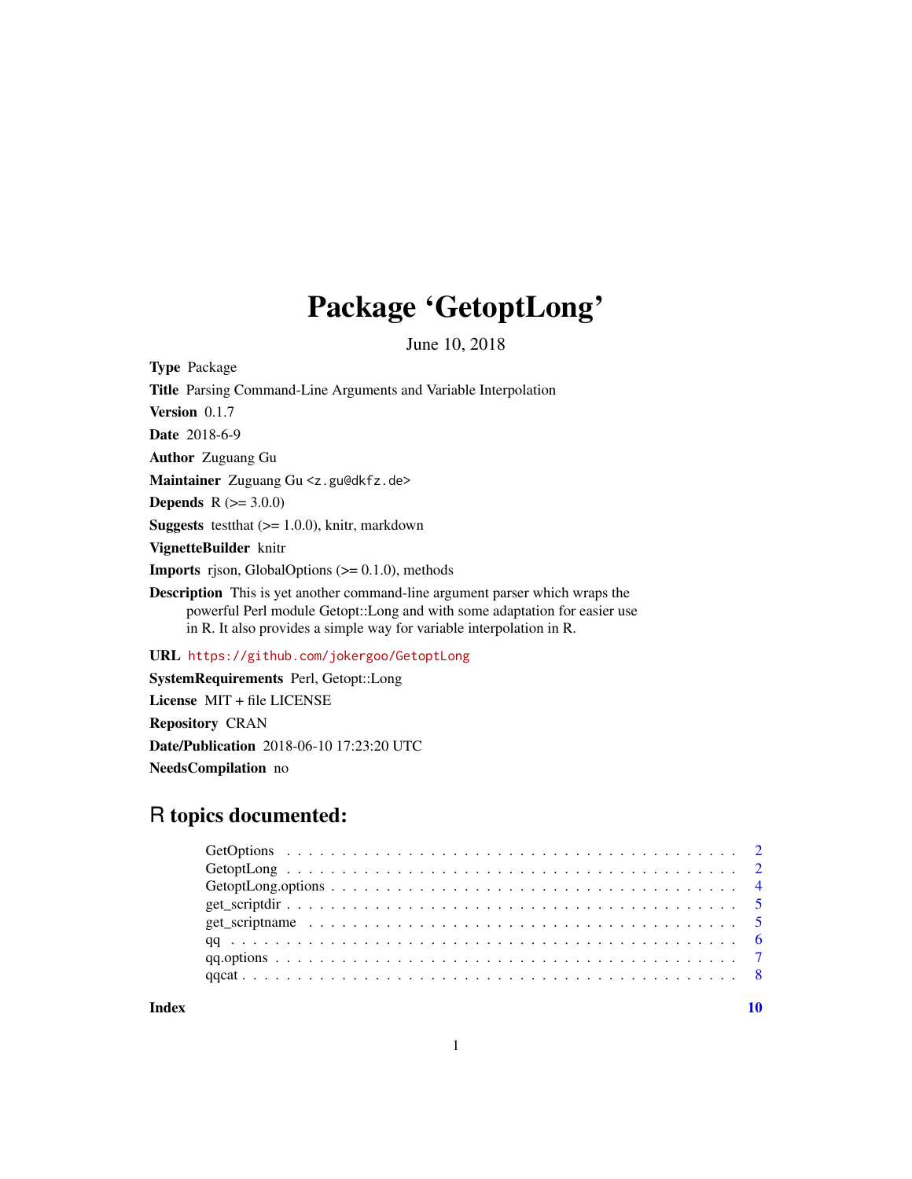# Package 'GetoptLong'

June 10, 2018

**Type** Package

**Title** Parsing Command-Line Arguments and Variable Interpolation

**Version** 0.1.7

**Date** 2018-6-9

**Author** Zuguang Gu

**Maintainer** Zuguang Gu <z.gu@dkfz.de>

**Depends** R (>= 3.0.0)

**Suggests** testthat (>= 1.0.0), knitr, markdown

**VignetteBuilder** knitr

**Imports** rjson, GlobalOptions (>= 0.1.0), methods

**Description** This is yet another command-line argument parser which wraps the powerful Perl module Getopt::Long and with some adaptation for easier use in R. It also provides a simple way for variable interpolation in R.

**URL** https://github.com/jokergoo/GetoptLong

**SystemRequirements** Perl, Getopt::Long

**License** MIT + file LICENSE

**Repository** CRAN

**Date/Publication** 2018-06-10 17:23:20 UTC

**NeedsCompilation** no

## R topics documented:

- GetOptions . . . . . . . . . . . . . . . . . . . . . . . . . . . . . . . . . . . . . . . . 2
- GetoptLong . . . . . . . . . . . . . . . . . . . . . . . . . . . . . . . . . . . . . . . . 2
- GetoptLong.options . . . . . . . . . . . . . . . . . . . . . . . . . . . . . . . . . . . . 4
- get_scriptdir . . . . . . . . . . . . . . . . . . . . . . . . . . . . . . . . . . . . . . . 5
- get_scriptname . . . . . . . . . . . . . . . . . . . . . . . . . . . . . . . . . . . . . . 5
- qq . . . . . . . . . . . . . . . . . . . . . . . . . . . . . . . . . . . . . . . . . . . . 6
- qq.options . . . . . . . . . . . . . . . . . . . . . . . . . . . . . . . . . . . . . . . . 7
- qqcat . . . . . . . . . . . . . . . . . . . . . . . . . . . . . . . . . . . . . . . . . . . 8

**Index** **10**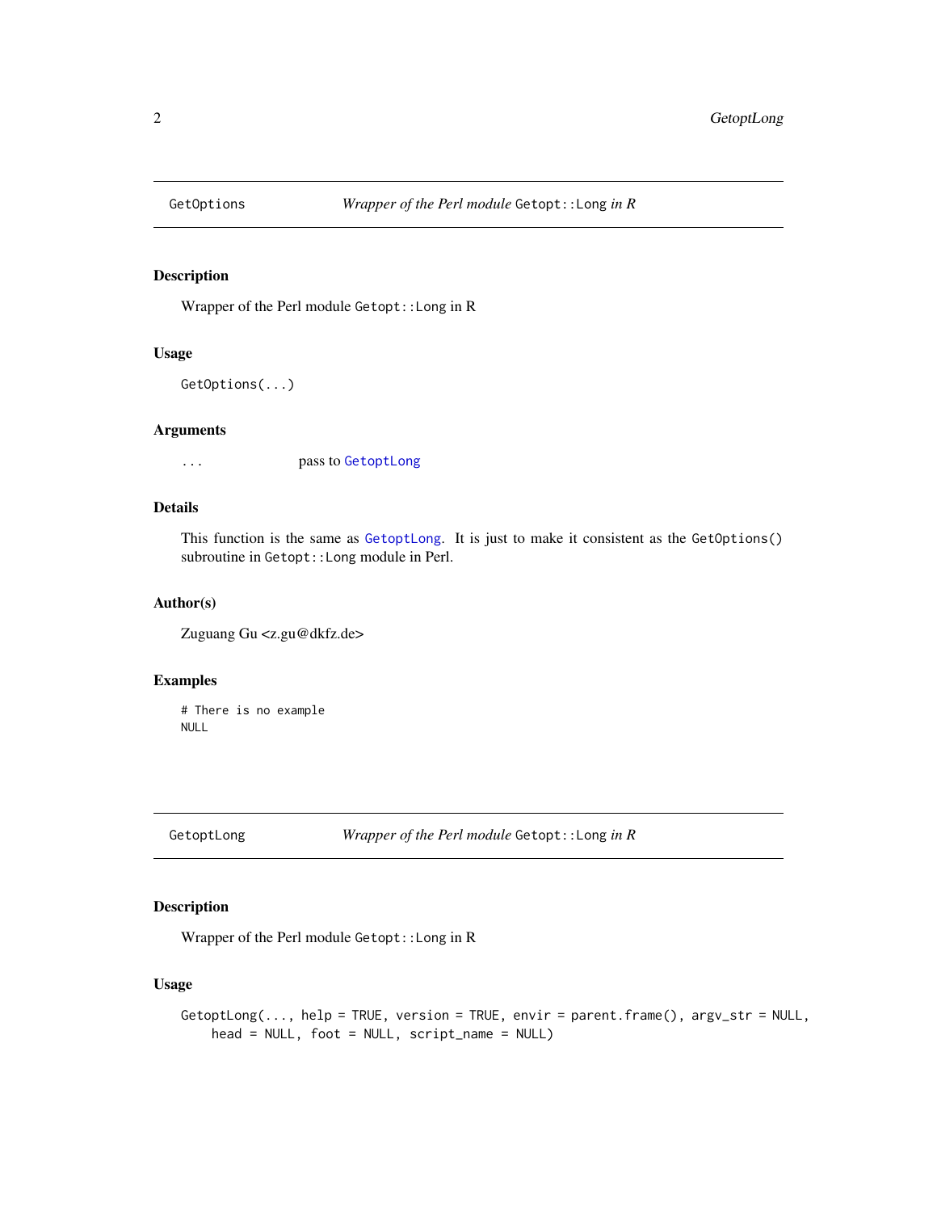## GetOptions — *Wrapper of the Perl module* `Getopt::Long` *in R*

### Description

Wrapper of the Perl module `Getopt::Long` in R

### Usage

```
GetOptions(...)
```

### Arguments

| | |
|---|---|
| `...` | pass to `GetoptLong` |

### Details

This function is the same as `GetoptLong`. It is just to make it consistent as the `GetOptions()` subroutine in `Getopt::Long` module in Perl.

### Author(s)

Zuguang Gu <z.gu@dkfz.de>

### Examples

```
# There is no example
NULL
```

## GetoptLong — *Wrapper of the Perl module* `Getopt::Long` *in R*

### Description

Wrapper of the Perl module `Getopt::Long` in R

### Usage

```
GetoptLong(..., help = TRUE, version = TRUE, envir = parent.frame(), argv_str = NULL,
    head = NULL, foot = NULL, script_name = NULL)
```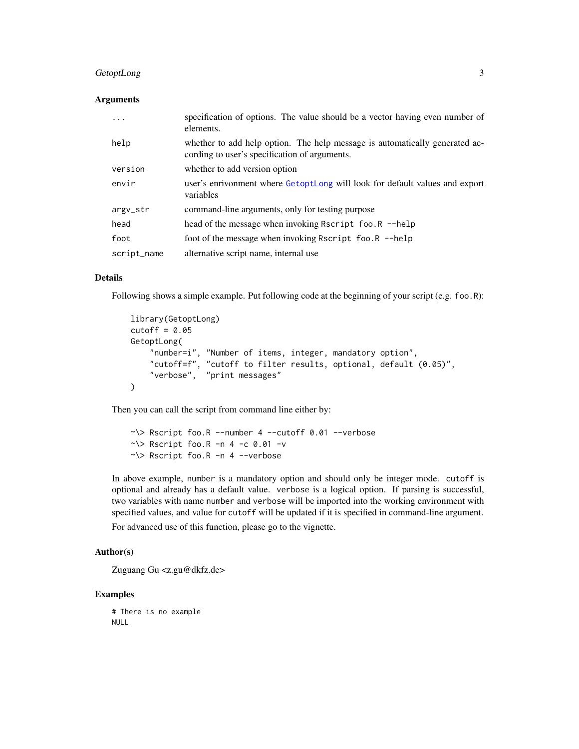### Arguments

| | |
|---|---|
| `...` | specification of options. The value should be a vector having even number of elements. |
| `help` | whether to add help option. The help message is automatically generated according to user's specification of arguments. |
| `version` | whether to add version option |
| `envir` | user's enrivonment where `GetoptLong` will look for default values and export variables |
| `argv_str` | command-line arguments, only for testing purpose |
| `head` | head of the message when invoking `Rscript foo.R --help` |
| `foot` | foot of the message when invoking `Rscript foo.R --help` |
| `script_name` | alternative script name, internal use |

### Details

Following shows a simple example. Put following code at the beginning of your script (e.g. `foo.R`):

```
library(GetoptLong)
cutoff = 0.05
GetoptLong(
    "number=i", "Number of items, integer, mandatory option",
    "cutoff=f", "cutoff to filter results, optional, default (0.05)",
    "verbose",  "print messages"
)
```

Then you can call the script from command line either by:

```
~\> Rscript foo.R --number 4 --cutoff 0.01 --verbose
~\> Rscript foo.R -n 4 -c 0.01 -v
~\> Rscript foo.R -n 4 --verbose
```

In above example, `number` is a mandatory option and should only be integer mode. `cutoff` is optional and already has a default value. `verbose` is a logical option. If parsing is successful, two variables with name `number` and `verbose` will be imported into the working environment with specified values, and value for `cutoff` will be updated if it is specified in command-line argument.

For advanced use of this function, please go to the vignette.

### Author(s)

Zuguang Gu <z.gu@dkfz.de>

### Examples

```
# There is no example
NULL
```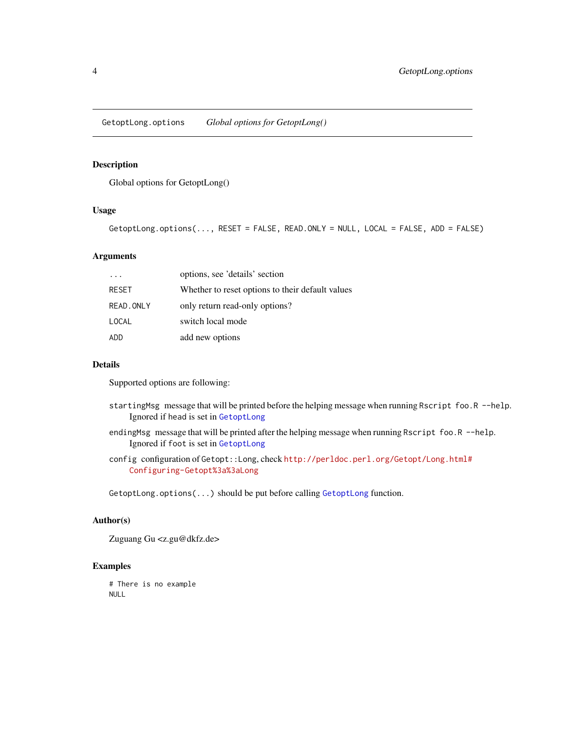# GetoptLong.options — *Global options for GetoptLong()*

## Description

Global options for GetoptLong()

## Usage

```
GetoptLong.options(..., RESET = FALSE, READ.ONLY = NULL, LOCAL = FALSE, ADD = FALSE)
```

## Arguments

| | |
|---|---|
| `...` | options, see 'details' section |
| `RESET` | Whether to reset options to their default values |
| `READ.ONLY` | only return read-only options? |
| `LOCAL` | switch local mode |
| `ADD` | add new options |

## Details

Supported options are following:

`startingMsg` message that will be printed before the helping message when running `Rscript foo.R --help`. Ignored if `head` is set in `GetoptLong`

`endingMsg` message that will be printed after the helping message when running `Rscript foo.R --help`. Ignored if `foot` is set in `GetoptLong`

`config` configuration of `Getopt::Long`, check `http://perldoc.perl.org/Getopt/Long.html#Configuring-Getopt%3a%3aLong`

`GetoptLong.options(...)` should be put before calling `GetoptLong` function.

## Author(s)

Zuguang Gu <z.gu@dkfz.de>

## Examples

```
# There is no example
NULL
```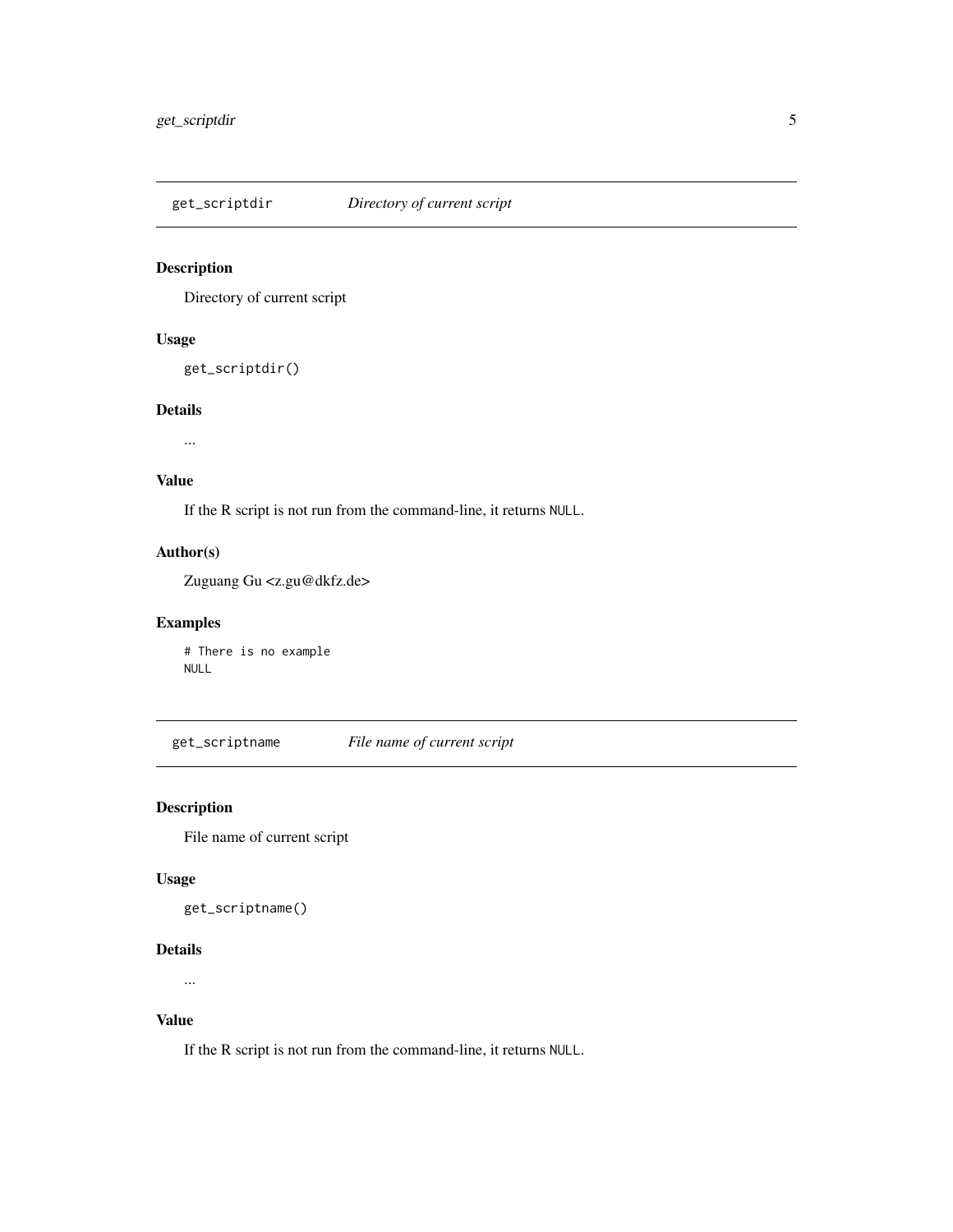## get_scriptdir — *Directory of current script*

### Description

Directory of current script

### Usage

```
get_scriptdir()
```

### Details

...

### Value

If the R script is not run from the command-line, it returns `NULL`.

### Author(s)

Zuguang Gu <z.gu@dkfz.de>

### Examples

```
# There is no example
NULL
```

## get_scriptname — *File name of current script*

### Description

File name of current script

### Usage

```
get_scriptname()
```

### Details

...

### Value

If the R script is not run from the command-line, it returns `NULL`.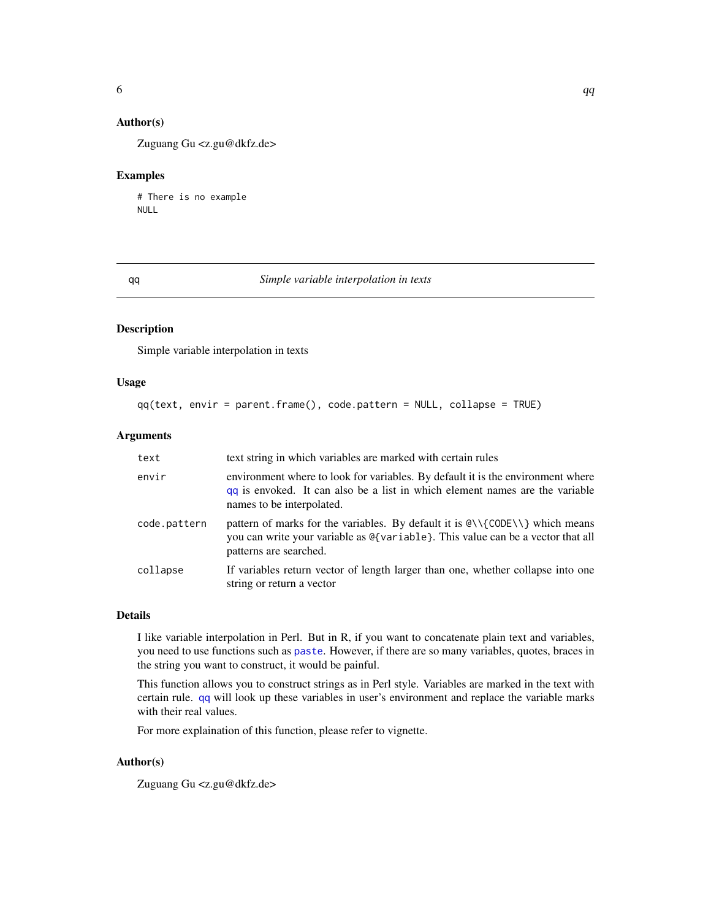## Author(s)

Zuguang Gu <z.gu@dkfz.de>

## Examples

```
# There is no example
NULL
```

---

# qq — *Simple variable interpolation in texts*

---

## Description

Simple variable interpolation in texts

## Usage

```
qq(text, envir = parent.frame(), code.pattern = NULL, collapse = TRUE)
```

## Arguments

| | |
|---|---|
| `text` | text string in which variables are marked with certain rules |
| `envir` | environment where to look for variables. By default it is the environment where `qq` is envoked. It can also be a list in which element names are the variable names to be interpolated. |
| `code.pattern` | pattern of marks for the variables. By default it is `@\\{CODE\\}` which means you can write your variable as `@{variable}`. This value can be a vector that all patterns are searched. |
| `collapse` | If variables return vector of length larger than one, whether collapse into one string or return a vector |

## Details

I like variable interpolation in Perl. But in R, if you want to concatenate plain text and variables, you need to use functions such as `paste`. However, if there are so many variables, quotes, braces in the string you want to construct, it would be painful.

This function allows you to construct strings as in Perl style. Variables are marked in the text with certain rule. `qq` will look up these variables in user's environment and replace the variable marks with their real values.

For more explaination of this function, please refer to vignette.

## Author(s)

Zuguang Gu <z.gu@dkfz.de>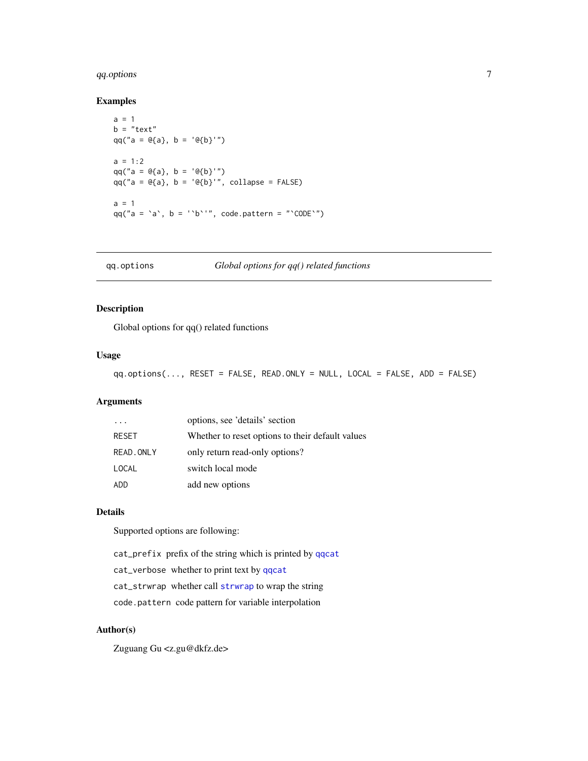## Examples

```
a = 1
b = "text"
qq("a = @{a}, b = '@{b}'")

a = 1:2
qq("a = @{a}, b = '@{b}'")
qq("a = @{a}, b = '@{b}'", collapse = FALSE)

a = 1
qq("a = `a`, b = '`b`'", code.pattern = "`CODE`")
```

---

# qq.options — *Global options for qq() related functions*

---

## Description

Global options for qq() related functions

## Usage

```
qq.options(..., RESET = FALSE, READ.ONLY = NULL, LOCAL = FALSE, ADD = FALSE)
```

## Arguments

| | |
|---|---|
| `...` | options, see 'details' section |
| `RESET` | Whether to reset options to their default values |
| `READ.ONLY` | only return read-only options? |
| `LOCAL` | switch local mode |
| `ADD` | add new options |

## Details

Supported options are following:

`cat_prefix` prefix of the string which is printed by `qqcat`

`cat_verbose` whether to print text by `qqcat`

`cat_strwrap` whether call `strwrap` to wrap the string

`code.pattern` code pattern for variable interpolation

## Author(s)

Zuguang Gu <z.gu@dkfz.de>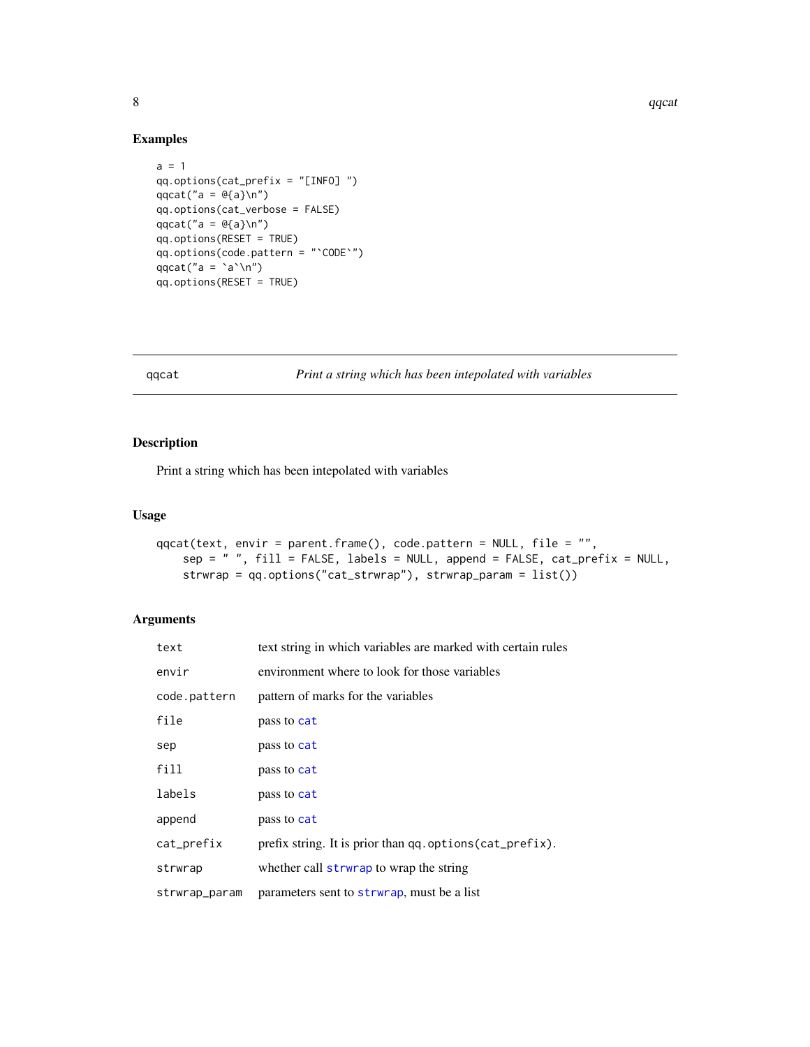## Examples

```
a = 1
qq.options(cat_prefix = "[INFO] ")
qqcat("a = @{a}\n")
qq.options(cat_verbose = FALSE)
qqcat("a = @{a}\n")
qq.options(RESET = TRUE)
qq.options(code.pattern = "`CODE`")
qqcat("a = `a`\n")
qq.options(RESET = TRUE)
```

---

# qqcat — *Print a string which has been intepolated with variables*

## Description

Print a string which has been intepolated with variables

## Usage

```
qqcat(text, envir = parent.frame(), code.pattern = NULL, file = "",
    sep = " ", fill = FALSE, labels = NULL, append = FALSE, cat_prefix = NULL,
    strwrap = qq.options("cat_strwrap"), strwrap_param = list())
```

## Arguments

| | |
|---|---|
| `text` | text string in which variables are marked with certain rules |
| `envir` | environment where to look for those variables |
| `code.pattern` | pattern of marks for the variables |
| `file` | pass to `cat` |
| `sep` | pass to `cat` |
| `fill` | pass to `cat` |
| `labels` | pass to `cat` |
| `append` | pass to `cat` |
| `cat_prefix` | prefix string. It is prior than `qq.options(cat_prefix)`. |
| `strwrap` | whether call `strwrap` to wrap the string |
| `strwrap_param` | parameters sent to `strwrap`, must be a list |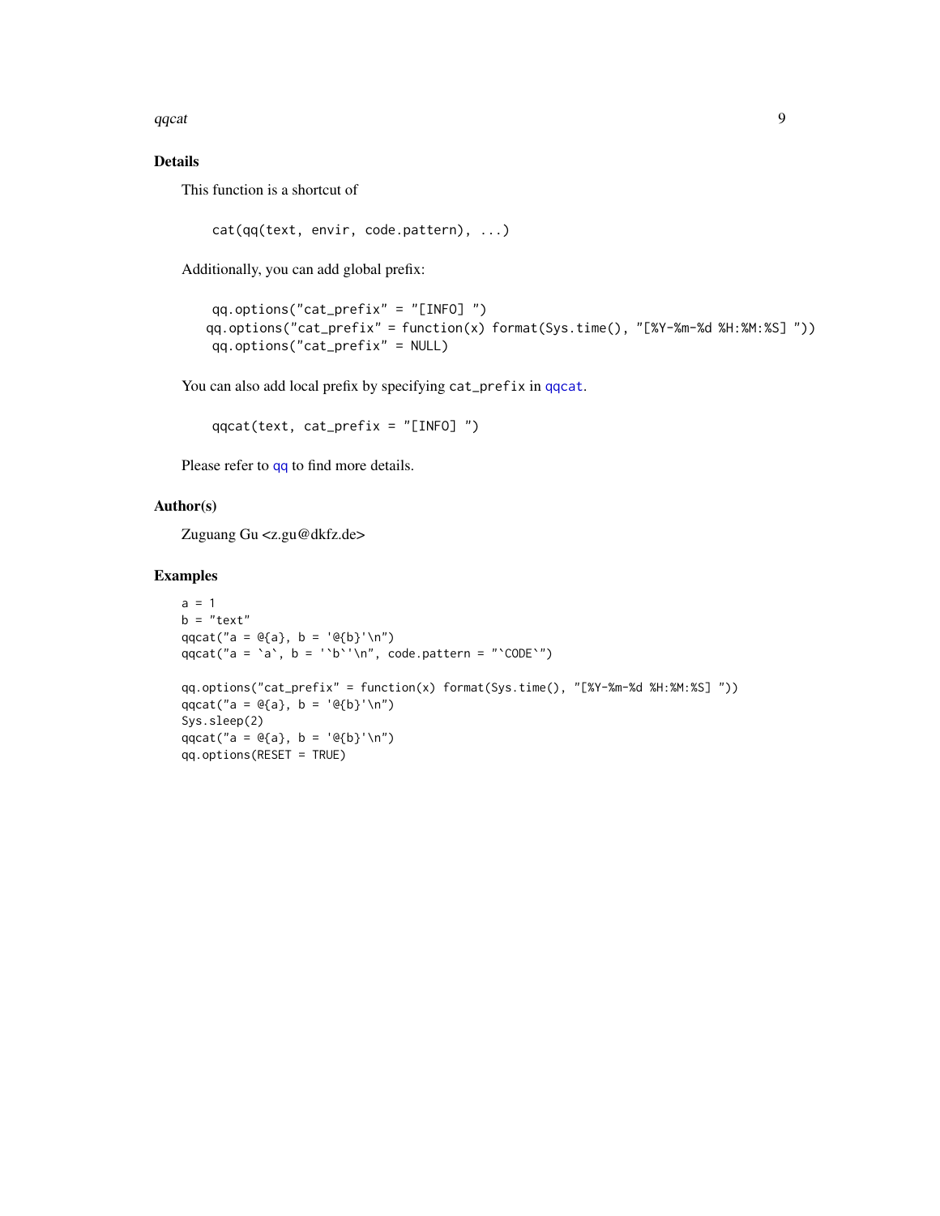## Details

This function is a shortcut of

```
cat(qq(text, envir, code.pattern), ...)
```

Additionally, you can add global prefix:

```
qq.options("cat_prefix" = "[INFO] ")
qq.options("cat_prefix" = function(x) format(Sys.time(), "[%Y-%m-%d %H:%M:%S] "))
qq.options("cat_prefix" = NULL)
```

You can also add local prefix by specifying `cat_prefix` in `qqcat`.

```
qqcat(text, cat_prefix = "[INFO] ")
```

Please refer to `qq` to find more details.

## Author(s)

Zuguang Gu <z.gu@dkfz.de>

## Examples

```
a = 1
b = "text"
qqcat("a = @{a}, b = '@{b}'\n")
qqcat("a = `a`, b = '`b`'\n", code.pattern = "`CODE`")

qq.options("cat_prefix" = function(x) format(Sys.time(), "[%Y-%m-%d %H:%M:%S] "))
qqcat("a = @{a}, b = '@{b}'\n")
Sys.sleep(2)
qqcat("a = @{a}, b = '@{b}'\n")
qq.options(RESET = TRUE)
```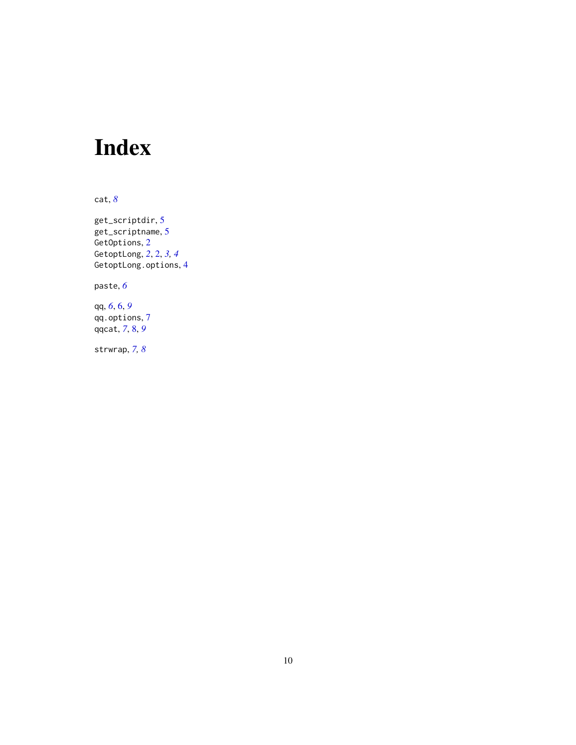# Index

cat, *8*

get_scriptdir, 5
get_scriptname, 5
GetOptions, 2
GetoptLong, *2*, 2, *3, 4*
GetoptLong.options, 4

paste, *6*

qq, *6*, 6, *9*
qq.options, 7
qqcat, *7*, 8, *9*

strwrap, *7, 8*